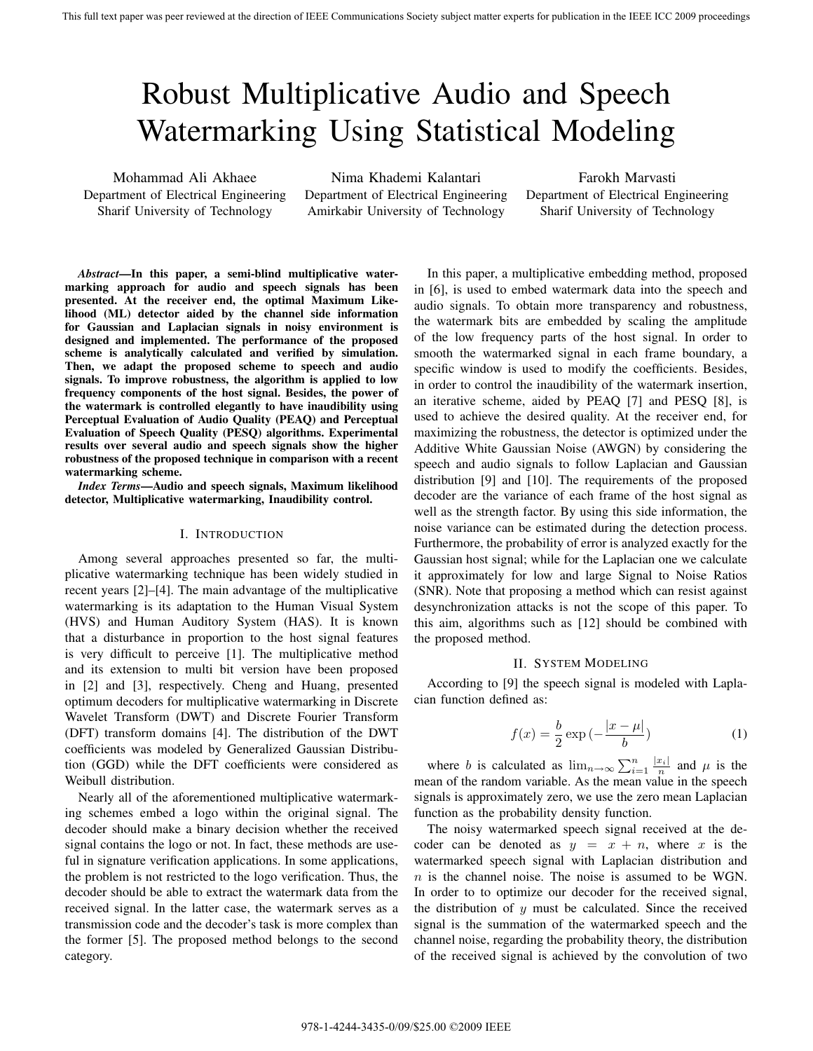# Robust Multiplicative Audio and Speech Watermarking Using Statistical Modeling

Mohammad Ali Akhaee
Department of Electrical Engineering
Sharif University of Technology

Nima Khademi Kalantari
Department of Electrical Engineering
Amirkabir University of Technology

Farokh Marvasti
Department of Electrical Engineering
Sharif University of Technology

***Abstract*—In this paper, a semi-blind multiplicative watermarking approach for audio and speech signals has been presented. At the receiver end, the optimal Maximum Likelihood (ML) detector aided by the channel side information for Gaussian and Laplacian signals in noisy environment is designed and implemented. The performance of the proposed scheme is analytically calculated and verified by simulation. Then, we adapt the proposed scheme to speech and audio signals. To improve robustness, the algorithm is applied to low frequency components of the host signal. Besides, the power of the watermark is controlled elegantly to have inaudibility using Perceptual Evaluation of Audio Quality (PEAQ) and Perceptual Evaluation of Speech Quality (PESQ) algorithms. Experimental results over several audio and speech signals show the higher robustness of the proposed technique in comparison with a recent watermarking scheme.**

***Index Terms*—Audio and speech signals, Maximum likelihood detector, Multiplicative watermarking, Inaudibility control.**

## I. Introduction

Among several approaches presented so far, the multiplicative watermarking technique has been widely studied in recent years [2]–[4]. The main advantage of the multiplicative watermarking is its adaptation to the Human Visual System (HVS) and Human Auditory System (HAS). It is known that a disturbance in proportion to the host signal features is very difficult to perceive [1]. The multiplicative method and its extension to multi bit version have been proposed in [2] and [3], respectively. Cheng and Huang, presented optimum decoders for multiplicative watermarking in Discrete Wavelet Transform (DWT) and Discrete Fourier Transform (DFT) transform domains [4]. The distribution of the DWT coefficients was modeled by Generalized Gaussian Distribution (GGD) while the DFT coefficients were considered as Weibull distribution.

Nearly all of the aforementioned multiplicative watermarking schemes embed a logo within the original signal. The decoder should make a binary decision whether the received signal contains the logo or not. In fact, these methods are useful in signature verification applications. In some applications, the problem is not restricted to the logo verification. Thus, the decoder should be able to extract the watermark data from the received signal. In the latter case, the watermark serves as a transmission code and the decoder's task is more complex than the former [5]. The proposed method belongs to the second category.

In this paper, a multiplicative embedding method, proposed in [6], is used to embed watermark data into the speech and audio signals. To obtain more transparency and robustness, the watermark bits are embedded by scaling the amplitude of the low frequency parts of the host signal. In order to smooth the watermarked signal in each frame boundary, a specific window is used to modify the coefficients. Besides, in order to control the inaudibility of the watermark insertion, an iterative scheme, aided by PEAQ [7] and PESQ [8], is used to achieve the desired quality. At the receiver end, for maximizing the robustness, the detector is optimized under the Additive White Gaussian Noise (AWGN) by considering the speech and audio signals to follow Laplacian and Gaussian distribution [9] and [10]. The requirements of the proposed decoder are the variance of each frame of the host signal as well as the strength factor. By using this side information, the noise variance can be estimated during the detection process. Furthermore, the probability of error is analyzed exactly for the Gaussian host signal; while for the Laplacian one we calculate it approximately for low and large Signal to Noise Ratios (SNR). Note that proposing a method which can resist against desynchronization attacks is not the scope of this paper. To this aim, algorithms such as [12] should be combined with the proposed method.

## II. System Modeling

According to [9] the speech signal is modeled with Laplacian function defined as:

$$f(x) = \frac{b}{2}\exp\left(-\frac{|x-\mu|}{b}\right) \tag{1}$$

where $b$ is calculated as $\lim_{n\to\infty}\sum_{i=1}^{n}\frac{|x_i|}{n}$ and $\mu$ is the mean of the random variable. As the mean value in the speech signals is approximately zero, we use the zero mean Laplacian function as the probability density function.

The noisy watermarked speech signal received at the decoder can be denoted as $y = x + n$, where $x$ is the watermarked speech signal with Laplacian distribution and $n$ is the channel noise. The noise is assumed to be WGN. In order to to optimize our decoder for the received signal, the distribution of $y$ must be calculated. Since the received signal is the summation of the watermarked speech and the channel noise, regarding the probability theory, the distribution of the received signal is achieved by the convolution of two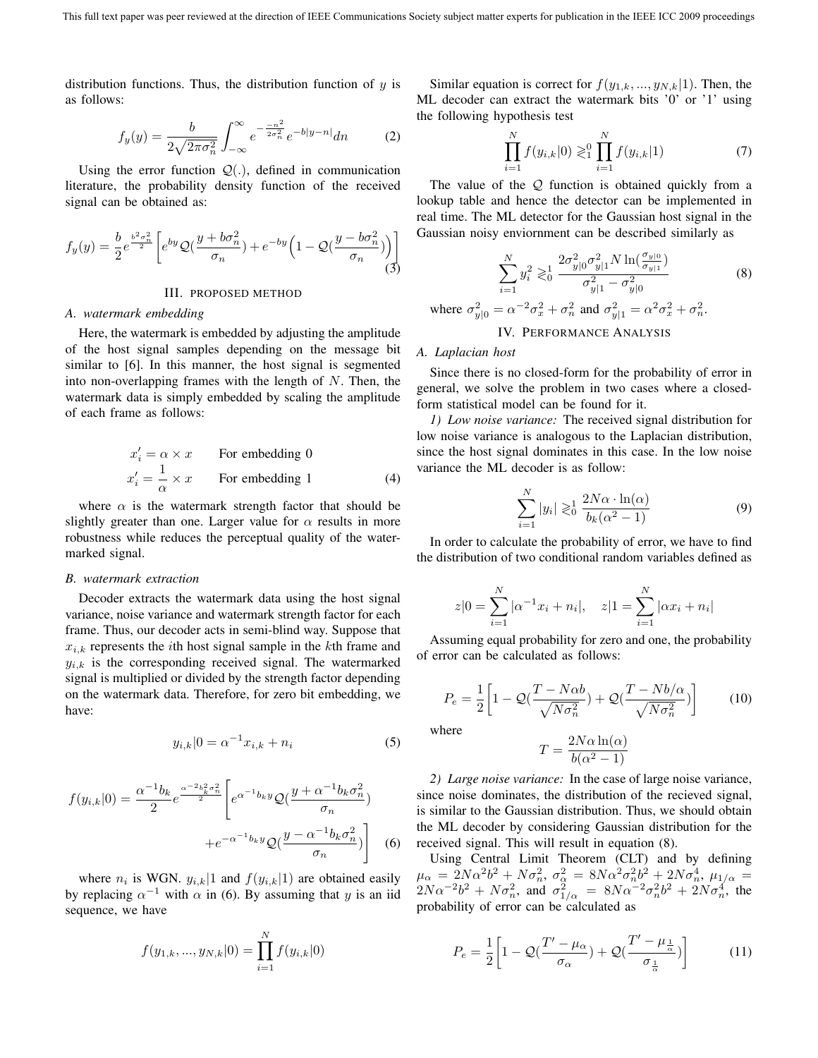distribution functions. Thus, the distribution function of $y$ is as follows:

$$f_y(y) = \frac{b}{2\sqrt{2\pi\sigma_n^2}} \int_{-\infty}^{\infty} e^{-\frac{-n^2}{2\sigma_n^2}} e^{-b|y-n|} dn \qquad (2)$$

Using the error function $\mathcal{Q}(.)$, defined in communication literature, the probability density function of the received signal can be obtained as:

$$f_y(y) = \frac{b}{2} e^{\frac{b^2\sigma_n^2}{2}} \left[ e^{by} \mathcal{Q}\left(\frac{y + b\sigma_n^2}{\sigma_n}\right) + e^{-by}\left(1 - \mathcal{Q}\left(\frac{y - b\sigma_n^2}{\sigma_n}\right)\right) \right] \qquad (3)$$

## III. Proposed Method

### A. watermark embedding

Here, the watermark is embedded by adjusting the amplitude of the host signal samples depending on the message bit similar to [6]. In this manner, the host signal is segmented into non-overlapping frames with the length of $N$. Then, the watermark data is simply embedded by scaling the amplitude of each frame as follows:

$$\begin{aligned} x'_i &= \alpha \times x && \text{For embedding 0} \\ x'_i &= \frac{1}{\alpha} \times x && \text{For embedding 1} \end{aligned} \qquad (4)$$

where $\alpha$ is the watermark strength factor that should be slightly greater than one. Larger value for $\alpha$ results in more robustness while reduces the perceptual quality of the watermarked signal.

### B. watermark extraction

Decoder extracts the watermark data using the host signal variance, noise variance and watermark strength factor for each frame. Thus, our decoder acts in semi-blind way. Suppose that $x_{i,k}$ represents the $i$th host signal sample in the $k$th frame and $y_{i,k}$ is the corresponding received signal. The watermarked signal is multiplied or divided by the strength factor depending on the watermark data. Therefore, for zero bit embedding, we have:

$$y_{i,k}|0 = \alpha^{-1} x_{i,k} + n_i \qquad (5)$$

$$f(y_{i,k}|0) = \frac{\alpha^{-1} b_k}{2} e^{\frac{\alpha^{-2} b_k^2 \sigma_n^2}{2}} \left[ e^{\alpha^{-1} b_k y} \mathcal{Q}\left(\frac{y + \alpha^{-1} b_k \sigma_n^2}{\sigma_n}\right) + e^{-\alpha^{-1} b_k y} \mathcal{Q}\left(\frac{y - \alpha^{-1} b_k \sigma_n^2}{\sigma_n}\right) \right] \qquad (6)$$

where $n_i$ is WGN. $y_{i,k}|1$ and $f(y_{i,k}|1)$ are obtained easily by replacing $\alpha^{-1}$ with $\alpha$ in (6). By assuming that $y$ is an iid sequence, we have

$$f(y_{1,k}, ..., y_{N,k}|0) = \prod_{i=1}^{N} f(y_{i,k}|0)$$

Similar equation is correct for $f(y_{1,k}, ..., y_{N,k}|1)$. Then, the ML decoder can extract the watermark bits '0' or '1' using the following hypothesis test

$$\prod_{i=1}^{N} f(y_{i,k}|0) \gtrless_1^0 \prod_{i=1}^{N} f(y_{i,k}|1) \qquad (7)$$

The value of the $\mathcal{Q}$ function is obtained quickly from a lookup table and hence the detector can be implemented in real time. The ML detector for the Gaussian host signal in the Gaussian noisy enviornment can be described similarly as

$$\sum_{i=1}^{N} y_i^2 \gtrless_0^1 \frac{2\sigma_{y|0}^2 \sigma_{y|1}^2 N \ln\left(\frac{\sigma_{y|0}}{\sigma_{y|1}}\right)}{\sigma_{y|1}^2 - \sigma_{y|0}^2} \qquad (8)$$

where $\sigma_{y|0}^2 = \alpha^{-2}\sigma_x^2 + \sigma_n^2$ and $\sigma_{y|1}^2 = \alpha^2\sigma_x^2 + \sigma_n^2$.

## IV. Performance Analysis

### A. Laplacian host

Since there is no closed-form for the probability of error in general, we solve the problem in two cases where a closed-form statistical model can be found for it.

*1) Low noise variance:* The received signal distribution for low noise variance is analogous to the Laplacian distribution, since the host signal dominates in this case. In the low noise variance the ML decoder is as follow:

$$\sum_{i=1}^{N} |y_i| \gtrless_0^1 \frac{2N\alpha \cdot \ln(\alpha)}{b_k(\alpha^2 - 1)} \qquad (9)$$

In order to calculate the probability of error, we have to find the distribution of two conditional random variables defined as

$$z|0 = \sum_{i=1}^{N} |\alpha^{-1} x_i + n_i|, \quad z|1 = \sum_{i=1}^{N} |\alpha x_i + n_i|$$

Assuming equal probability for zero and one, the probability of error can be calculated as follows:

$$P_e = \frac{1}{2}\left[1 - \mathcal{Q}\left(\frac{T - N\alpha b}{\sqrt{N\sigma_n^2}}\right) + \mathcal{Q}\left(\frac{T - Nb/\alpha}{\sqrt{N\sigma_n^2}}\right)\right] \qquad (10)$$

where

$$T = \frac{2N\alpha \ln(\alpha)}{b(\alpha^2 - 1)}$$

*2) Large noise variance:* In the case of large noise variance, since noise dominates, the distribution of the recieved signal, is similar to the Gaussian distribution. Thus, we should obtain the ML decoder by considering Gaussian distribution for the received signal. This will result in equation (8).

Using Central Limit Theorem (CLT) and by defining $\mu_\alpha = 2N\alpha^2 b^2 + N\sigma_n^2$, $\sigma_\alpha^2 = 8N\alpha^2\sigma_n^2 b^2 + 2N\sigma_n^4$, $\mu_{1/\alpha} = 2N\alpha^{-2}b^2 + N\sigma_n^2$, and $\sigma_{1/\alpha}^2 = 8N\alpha^{-2}\sigma_n^2 b^2 + 2N\sigma_n^4$, the probability of error can be calculated as

$$P_e = \frac{1}{2}\left[1 - \mathcal{Q}\left(\frac{T' - \mu_\alpha}{\sigma_\alpha}\right) + \mathcal{Q}\left(\frac{T' - \mu_{\frac{1}{\alpha}}}{\sigma_{\frac{1}{\alpha}}}\right)\right] \qquad (11)$$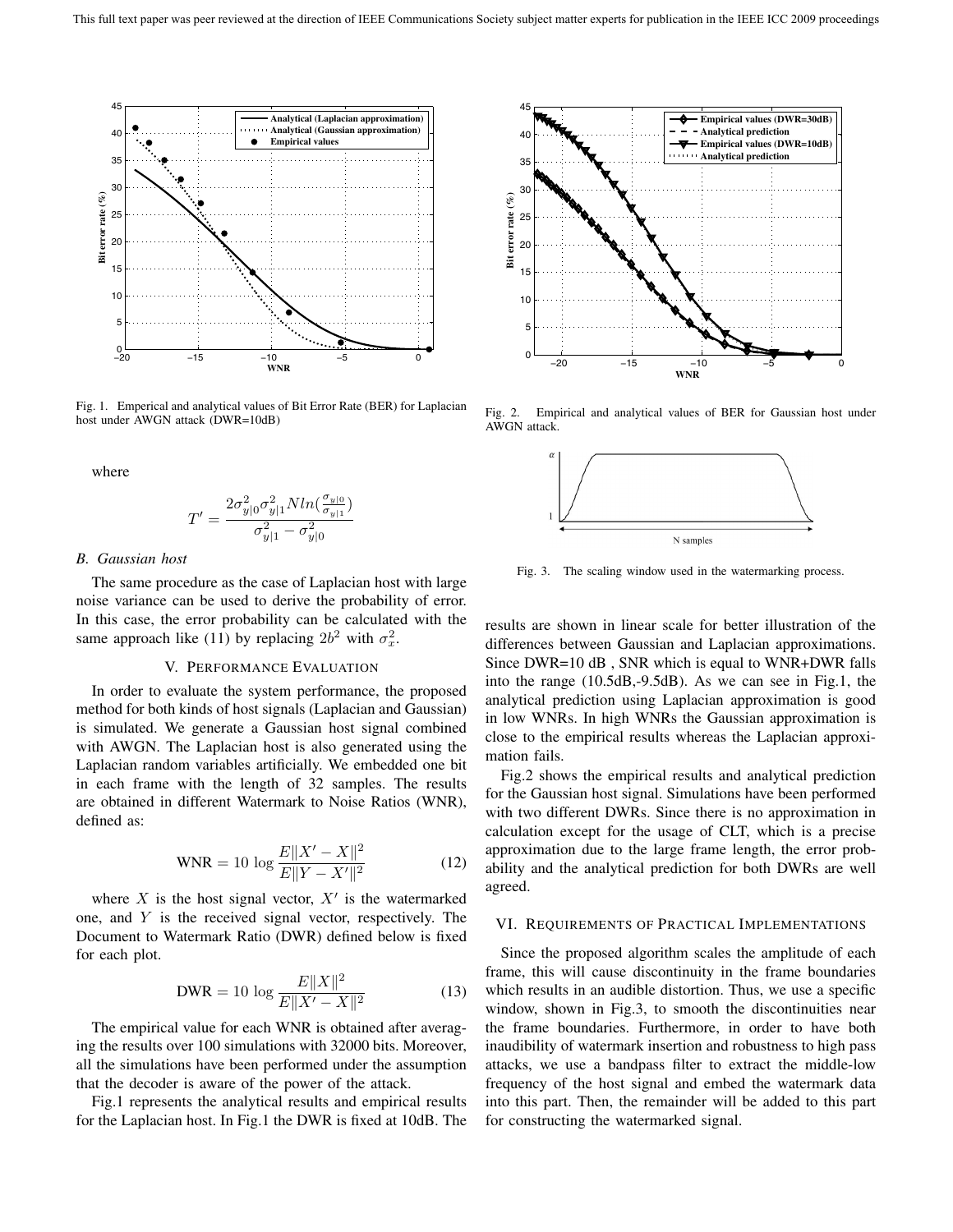Fig. 1. Emperical and analytical values of Bit Error Rate (BER) for Laplacian host under AWGN attack (DWR=10dB)

where

$$T' = \frac{2\sigma_{y|0}^2 \sigma_{y|1}^2 N ln(\frac{\sigma_{y|0}}{\sigma_{y|1}})}{\sigma_{y|1}^2 - \sigma_{y|0}^2}$$

### B. Gaussian host

The same procedure as the case of Laplacian host with large noise variance can be used to derive the probability of error. In this case, the error probability can be calculated with the same approach like (11) by replacing $2b^2$ with $\sigma_x^2$.

## V. Performance Evaluation

In order to evaluate the system performance, the proposed method for both kinds of host signals (Laplacian and Gaussian) is simulated. We generate a Gaussian host signal combined with AWGN. The Laplacian host is also generated using the Laplacian random variables artificially. We embedded one bit in each frame with the length of 32 samples. The results are obtained in different Watermark to Noise Ratios (WNR), defined as:

$$\text{WNR} = 10 \log \frac{E\|X' - X\|^2}{E\|Y - X'\|^2} \tag{12}$$

where $X$ is the host signal vector, $X'$ is the watermarked one, and $Y$ is the received signal vector, respectively. The Document to Watermark Ratio (DWR) defined below is fixed for each plot.

$$\text{DWR} = 10 \log \frac{E\|X\|^2}{E\|X' - X\|^2} \tag{13}$$

The empirical value for each WNR is obtained after averaging the results over 100 simulations with 32000 bits. Moreover, all the simulations have been performed under the assumption that the decoder is aware of the power of the attack.

Fig.1 represents the analytical results and empirical results for the Laplacian host. In Fig.1 the DWR is fixed at 10dB. The results are shown in linear scale for better illustration of the differences between Gaussian and Laplacian approximations. Since DWR=10 dB , SNR which is equal to WNR+DWR falls into the range (10.5dB,-9.5dB). As we can see in Fig.1, the analytical prediction using Laplacian approximation is good in low WNRs. In high WNRs the Gaussian approximation is close to the empirical results whereas the Laplacian approximation fails.

Fig.2 shows the empirical results and analytical prediction for the Gaussian host signal. Simulations have been performed with two different DWRs. Since there is no approximation in calculation except for the usage of CLT, which is a precise approximation due to the large frame length, the error probability and the analytical prediction for both DWRs are well agreed.

Fig. 2. Empirical and analytical values of BER for Gaussian host under AWGN attack.

Fig. 3. The scaling window used in the watermarking process.

## VI. Requirements of Practical Implementations

Since the proposed algorithm scales the amplitude of each frame, this will cause discontinuity in the frame boundaries which results in an audible distortion. Thus, we use a specific window, shown in Fig.3, to smooth the discontinuities near the frame boundaries. Furthermore, in order to have both inaudibility of watermark insertion and robustness to high pass attacks, we use a bandpass filter to extract the middle-low frequency of the host signal and embed the watermark data into this part. Then, the remainder will be added to this part for constructing the watermarked signal.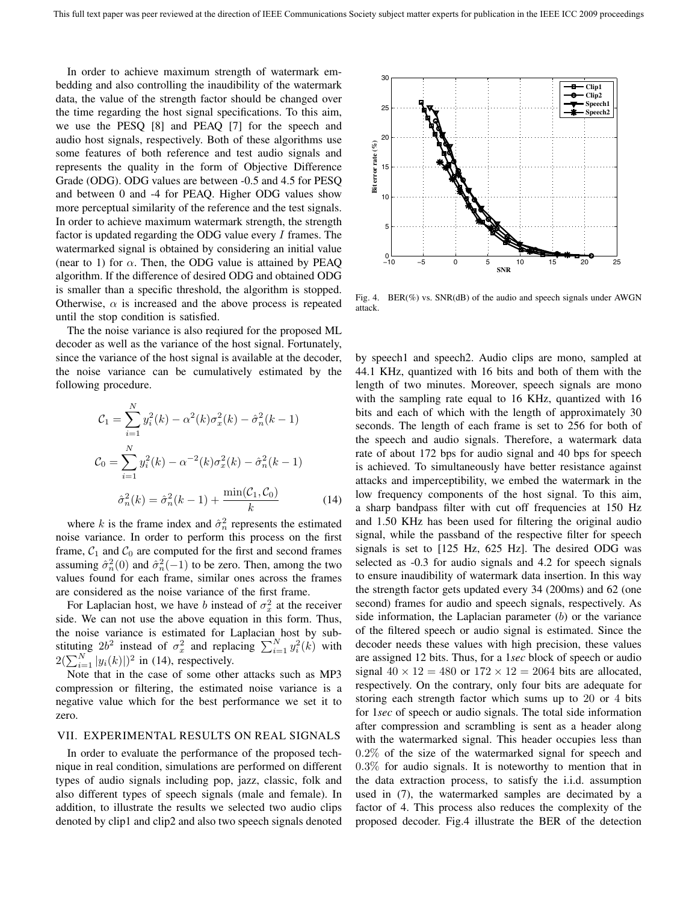In order to achieve maximum strength of watermark embedding and also controlling the inaudibility of the watermark data, the value of the strength factor should be changed over the time regarding the host signal specifications. To this aim, we use the PESQ [8] and PEAQ [7] for the speech and audio host signals, respectively. Both of these algorithms use some features of both reference and test audio signals and represents the quality in the form of Objective Difference Grade (ODG). ODG values are between -0.5 and 4.5 for PESQ and between 0 and -4 for PEAQ. Higher ODG values show more perceptual similarity of the reference and the test signals. In order to achieve maximum watermark strength, the strength factor is updated regarding the ODG value every $I$ frames. The watermarked signal is obtained by considering an initial value (near to 1) for $\alpha$. Then, the ODG value is attained by PEAQ algorithm. If the difference of desired ODG and obtained ODG is smaller than a specific threshold, the algorithm is stopped. Otherwise, $\alpha$ is increased and the above process is repeated until the stop condition is satisfied.

The the noise variance is also reqiured for the proposed ML decoder as well as the variance of the host signal. Fortunately, since the variance of the host signal is available at the decoder, the noise variance can be cumulatively estimated by the following procedure.

$$\mathcal{C}_1 = \sum_{i=1}^{N} y_i^2(k) - \alpha^2(k)\sigma_x^2(k) - \hat{\sigma}_n^2(k-1)$$

$$\mathcal{C}_0 = \sum_{i=1}^{N} y_i^2(k) - \alpha^{-2}(k)\sigma_x^2(k) - \hat{\sigma}_n^2(k-1)$$

$$\hat{\sigma}_n^2(k) = \hat{\sigma}_n^2(k-1) + \frac{\min(\mathcal{C}_1, \mathcal{C}_0)}{k} \tag{14}$$

where $k$ is the frame index and $\hat{\sigma}_n^2$ represents the estimated noise variance. In order to perform this process on the first frame, $\mathcal{C}_1$ and $\mathcal{C}_0$ are computed for the first and second frames assuming $\hat{\sigma}_n^2(0)$ and $\hat{\sigma}_n^2(-1)$ to be zero. Then, among the two values found for each frame, similar ones across the frames are considered as the noise variance of the first frame.

For Laplacian host, we have $b$ instead of $\sigma_x^2$ at the receiver side. We can not use the above equation in this form. Thus, the noise variance is estimated for Laplacian host by substituting $2b^2$ instead of $\sigma_x^2$ and replacing $\sum_{i=1}^{N} y_i^2(k)$ with $2(\sum_{i=1}^{N} |y_i(k)|)^2$ in (14), respectively.

Note that in the case of some other attacks such as MP3 compression or filtering, the estimated noise variance is a negative value which for the best performance we set it to zero.

## VII. Experimental Results on Real Signals

In order to evaluate the performance of the proposed technique in real condition, simulations are performed on different types of audio signals including pop, jazz, classic, folk and also different types of speech signals (male and female). In addition, to illustrate the results we selected two audio clips denoted by clip1 and clip2 and also two speech signals denoted by speech1 and speech2. Audio clips are mono, sampled at 44.1 KHz, quantized with 16 bits and both of them with the length of two minutes. Moreover, speech signals are mono with the sampling rate equal to 16 KHz, quantized with 16 bits and each of which with the length of approximately 30 seconds. The length of each frame is set to 256 for both of the speech and audio signals. Therefore, a watermark data rate of about 172 bps for audio signal and 40 bps for speech is achieved. To simultaneously have better resistance against attacks and imperceptibility, we embed the watermark in the low frequency components of the host signal. To this aim, a sharp bandpass filter with cut off frequencies at 150 Hz and 1.50 KHz has been used for filtering the original audio signal, while the passband of the respective filter for speech signals is set to [125 Hz, 625 Hz]. The desired ODG was selected as -0.3 for audio signals and 4.2 for speech signals to ensure inaudibility of watermark data insertion. In this way the strength factor gets updated every 34 (200ms) and 62 (one second) frames for audio and speech signals, respectively. As side information, the Laplacian parameter ($b$) or the variance of the filtered speech or audio signal is estimated. Since the decoder needs these values with high precision, these values are assigned 12 bits. Thus, for a 1*sec* block of speech or audio signal $40 \times 12 = 480$ or $172 \times 12 = 2064$ bits are allocated, respectively. On the contrary, only four bits are adequate for storing each strength factor which sums up to 20 or 4 bits for 1*sec* of speech or audio signals. The total side information after compression and scrambling is sent as a header along with the watermarked signal. This header occupies less than $0.2\%$ of the size of the watermarked signal for speech and $0.3\%$ for audio signals. It is noteworthy to mention that in the data extraction process, to satisfy the i.i.d. assumption used in (7), the watermarked samples are decimated by a factor of 4. This process also reduces the complexity of the proposed decoder. Fig.4 illustrate the BER of the detection

Fig. 4. BER(%) vs. SNR(dB) of the audio and speech signals under AWGN attack.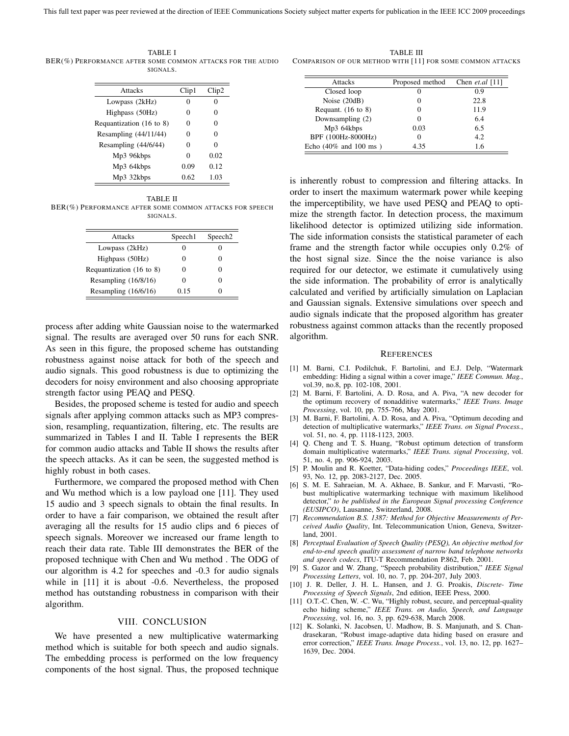TABLE I
BER(%) PERFORMANCE AFTER SOME COMMON ATTACKS FOR THE AUDIO SIGNALS.

| Attacks | Clip1 | Clip2 |
|---|---|---|
| Lowpass (2kHz) | 0 | 0 |
| Highpass (50Hz) | 0 | 0 |
| Requantization (16 to 8) | 0 | 0 |
| Resampling (44/11/44) | 0 | 0 |
| Resampling (44/6/44) | 0 | 0 |
| Mp3 96kbps | 0 | 0.02 |
| Mp3 64kbps | 0.09 | 0.12 |
| Mp3 32kbps | 0.62 | 1.03 |

TABLE II
BER(%) PERFORMANCE AFTER SOME COMMON ATTACKS FOR SPEECH SIGNALS.

| Attacks | Speech1 | Speech2 |
|---|---|---|
| Lowpass (2kHz) | 0 | 0 |
| Highpass (50Hz) | 0 | 0 |
| Requantization (16 to 8) | 0 | 0 |
| Resampling (16/8/16) | 0 | 0 |
| Resampling (16/6/16) | 0.15 | 0 |

process after adding white Gaussian noise to the watermarked signal. The results are averaged over 50 runs for each SNR. As seen in this figure, the proposed scheme has outstanding robustness against noise attack for both of the speech and audio signals. This good robustness is due to optimizing the decoders for noisy environment and also choosing appropriate strength factor using PEAQ and PESQ.

Besides, the proposed scheme is tested for audio and speech signals after applying common attacks such as MP3 compression, resampling, requantization, filtering, etc. The results are summarized in Tables I and II. Table I represents the BER for common audio attacks and Table II shows the results after the speech attacks. As it can be seen, the suggested method is highly robust in both cases.

Furthermore, we compared the proposed method with Chen and Wu method which is a low payload one [11]. They used 15 audio and 3 speech signals to obtain the final results. In order to have a fair comparison, we obtained the result after averaging all the results for 15 audio clips and 6 pieces of speech signals. Moreover we increased our frame length to reach their data rate. Table III demonstrates the BER of the proposed technique with Chen and Wu method . The ODG of our algorithm is 4.2 for speeches and -0.3 for audio signals while in [11] it is about -0.6. Nevertheless, the proposed method has outstanding robustness in comparison with their algorithm.

## VIII. CONCLUSION

We have presented a new multiplicative watermarking method which is suitable for both speech and audio signals. The embedding process is performed on the low frequency components of the host signal. Thus, the proposed technique is inherently robust to compression and filtering attacks. In order to insert the maximum watermark power while keeping the imperceptibility, we have used PESQ and PEAQ to optimize the strength factor. In detection process, the maximum likelihood detector is optimized utilizing side information. The side information consists the statistical parameter of each frame and the strength factor while occupies only 0.2% of the host signal size. Since the the noise variance is also required for our detector, we estimate it cumulatively using the side information. The probability of error is analytically calculated and verified by artificially simulation on Laplacian and Gaussian signals. Extensive simulations over speech and audio signals indicate that the proposed algorithm has greater robustness against common attacks than the recently proposed algorithm.

TABLE III
COMPARISON OF OUR METHOD WITH [11] FOR SOME COMMON ATTACKS

| Attacks | Proposed method | Chen *et.al* [11] |
|---|---|---|
| Closed loop | 0 | 0.9 |
| Noise (20dB) | 0 | 22.8 |
| Requant. (16 to 8) | 0 | 11.9 |
| Downsampling (2) | 0 | 6.4 |
| Mp3 64kbps | 0.03 | 6.5 |
| BPF (100Hz-8000Hz) | 0 | 4.2 |
| Echo (40% and 100 ms ) | 4.35 | 1.6 |

## REFERENCES

[1] M. Barni, C.I. Podilchuk, F. Bartolini, and E.J. Delp, "Watermark embedding: Hiding a signal within a cover image," *IEEE Commun. Mag.*, vol.39, no.8, pp. 102-108, 2001.

[2] M. Barni, F. Bartolini, A. D. Rosa, and A. Piva, "A new decoder for the optimum recovery of nonadditive watermarks," *IEEE Trans. Image Processing*, vol. 10, pp. 755-766, May 2001.

[3] M. Barni, F. Bartolini, A. D. Rosa, and A. Piva, "Optimum decoding and detection of multiplicative watermarks," *IEEE Trans. on Signal Process.*, vol. 51, no. 4, pp. 1118-1123, 2003.

[4] Q. Cheng and T. S. Huang, "Robust optimum detection of transform domain multiplicative watermarks," *IEEE Trans. signal Processing*, vol. 51, no. 4, pp. 906-924, 2003.

[5] P. Moulin and R. Koetter, "Data-hiding codes," *Proceedings IEEE*, vol. 93, No. 12, pp. 2083-2127, Dec. 2005.

[6] S. M. E. Sahraeian, M. A. Akhaee, B. Sankur, and F. Marvasti, "Robust multiplicative watermarking technique with maximum likelihood detector," *to be published in the European Signal processing Conference (EUSIPCO)*, Lausanne, Switzerland, 2008.

[7] *Recommendation B.S. 1387: Method for Objective Measurements of Perceived Audio Quality*, Int. Telecommunication Union, Geneva, Switzerland, 2001.

[8] *Perceptual Evaluation of Speech Quality (PESQ), An objective method for end-to-end speech quality assessment of narrow band telephone networks and speech codecs*, ITU-T Recommendation P.862, Feb. 2001.

[9] S. Gazor and W. Zhang, "Speech probability distribution," *IEEE Signal Processing Letters*, vol. 10, no. 7, pp. 204-207, July 2003.

[10] J. R. Deller, J. H. L. Hansen, and J. G. Proakis, *Discrete- Time Processing of Speech Signals*, 2nd edition, IEEE Press, 2000.

[11] O.T.-C. Chen, W. -C. Wu, "Highly robust, secure, and perceptual-quality echo hiding scheme," *IEEE Trans. on Audio, Speech, and Language Processing*, vol. 16, no. 3, pp. 629-638, March 2008.

[12] K. Solanki, N. Jacobsen, U. Madhow, B. S. Manjunath, and S. Chandrasekaran, "Robust image-adaptive data hiding based on erasure and error correction," *IEEE Trans. Image Process.*, vol. 13, no. 12, pp. 1627–1639, Dec. 2004.